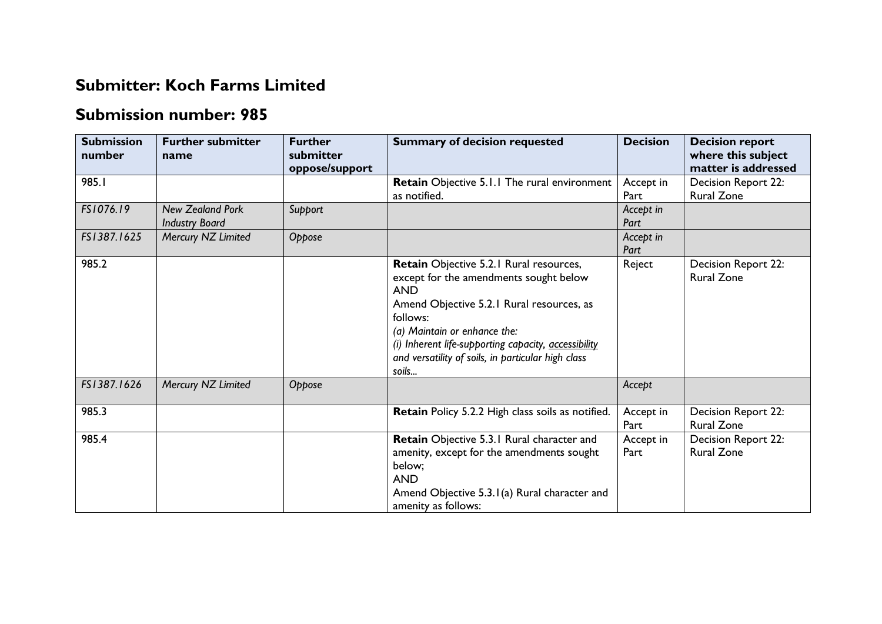# Submitter: Koch Farms Limited

# Submission number: 985

| Submission number | Further submitter name | Further submitter oppose/support | Summary of decision requested | Decision | Decision report where this subject matter is addressed |
|---|---|---|---|---|---|
| 985.1 | | | **Retain** Objective 5.1.1 The rural environment as notified. | Accept in Part | Decision Report 22: Rural Zone |
| *FS1076.19* | *New Zealand Pork Industry Board* | *Support* | | *Accept in Part* | |
| *FS1387.1625* | *Mercury NZ Limited* | *Oppose* | | *Accept in Part* | |
| 985.2 | | | **Retain** Objective 5.2.1 Rural resources, except for the amendments sought below<br>AND<br>Amend Objective 5.2.1 Rural resources, as follows:<br>*(a) Maintain or enhance the:*<br>*(i) Inherent life-supporting capacity, <u>accessibility</u> and versatility of soils, in particular high class soils...* | Reject | Decision Report 22: Rural Zone |
| *FS1387.1626* | *Mercury NZ Limited* | *Oppose* | | *Accept* | |
| 985.3 | | | **Retain** Policy 5.2.2 High class soils as notified. | Accept in Part | Decision Report 22: Rural Zone |
| 985.4 | | | **Retain** Objective 5.3.1 Rural character and amenity, except for the amendments sought below;<br>AND<br>Amend Objective 5.3.1(a) Rural character and amenity as follows: | Accept in Part | Decision Report 22: Rural Zone |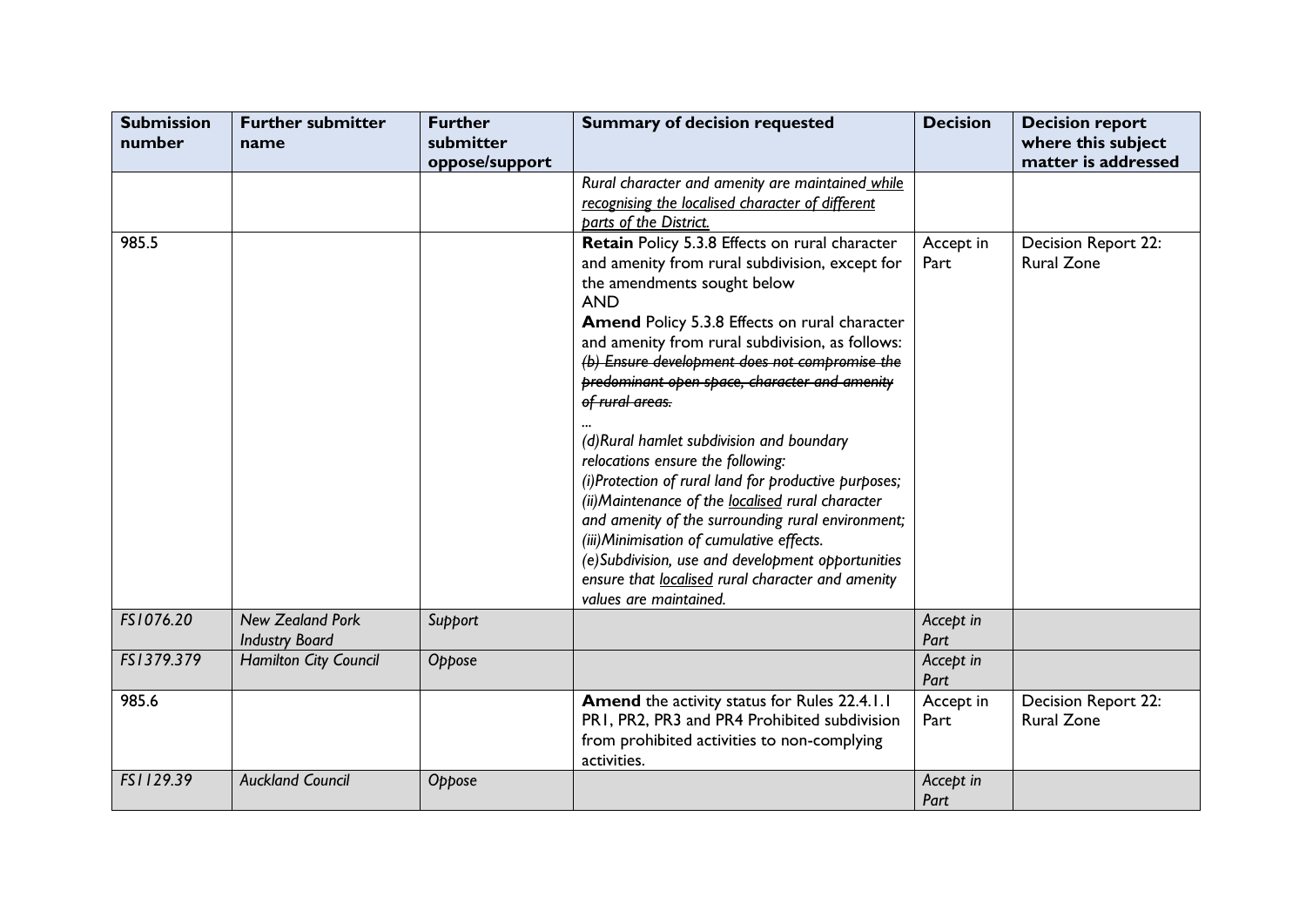| Submission number | Further submitter name | Further submitter oppose/support | Summary of decision requested | Decision | Decision report where this subject matter is addressed |
|---|---|---|---|---|---|
| | | | *Rural character and amenity are maintained <u>while recognising the localised character of different parts of the District.</u>* | | |
| 985.5 | | | **Retain** Policy 5.3.8 Effects on rural character and amenity from rural subdivision, except for the amendments sought below<br>AND<br>**Amend** Policy 5.3.8 Effects on rural character and amenity from rural subdivision, as follows:<br>*~~(b) Ensure development does not compromise the predominant open space, character and amenity of rural areas.~~*<br>*...*<br>*(d)Rural hamlet subdivision and boundary relocations ensure the following:*<br>*(i)Protection of rural land for productive purposes;*<br>*(ii)Maintenance of the <u>localised</u> rural character and amenity of the surrounding rural environment;*<br>*(iii)Minimisation of cumulative effects.*<br>*(e)Subdivision, use and development opportunities ensure that <u>localised</u> rural character and amenity values are maintained.* | Accept in Part | Decision Report 22: Rural Zone |
| *FS1076.20* | *New Zealand Pork Industry Board* | *Support* | | *Accept in Part* | |
| *FS1379.379* | *Hamilton City Council* | *Oppose* | | *Accept in Part* | |
| 985.6 | | | **Amend** the activity status for Rules 22.4.1.1 PR1, PR2, PR3 and PR4 Prohibited subdivision from prohibited activities to non-complying activities. | Accept in Part | Decision Report 22: Rural Zone |
| *FS1129.39* | *Auckland Council* | *Oppose* | | *Accept in Part* | |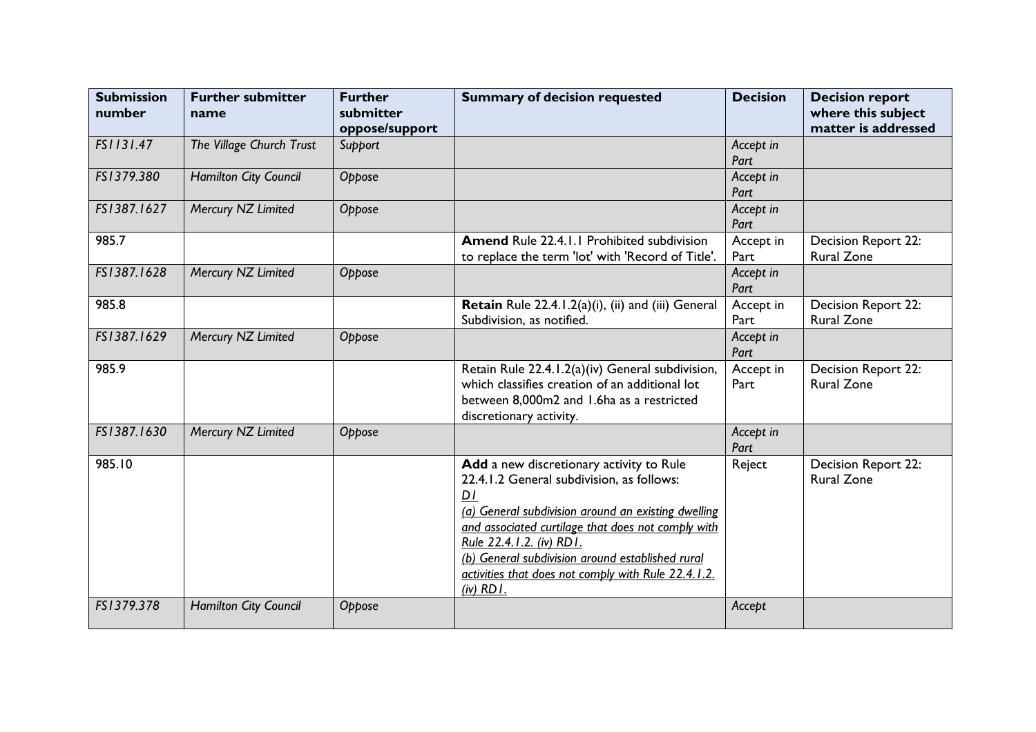| Submission number | Further submitter name | Further submitter oppose/support | Summary of decision requested | Decision | Decision report where this subject matter is addressed |
|---|---|---|---|---|---|
| *FS1131.47* | *The Village Church Trust* | *Support* | | *Accept in Part* | |
| *FS1379.380* | *Hamilton City Council* | *Oppose* | | *Accept in Part* | |
| *FS1387.1627* | *Mercury NZ Limited* | *Oppose* | | *Accept in Part* | |
| 985.7 | | | **Amend** Rule 22.4.1.1 Prohibited subdivision to replace the term 'lot' with 'Record of Title'. | Accept in Part | Decision Report 22: Rural Zone |
| *FS1387.1628* | *Mercury NZ Limited* | *Oppose* | | *Accept in Part* | |
| 985.8 | | | **Retain** Rule 22.4.1.2(a)(i), (ii) and (iii) General Subdivision, as notified. | Accept in Part | Decision Report 22: Rural Zone |
| *FS1387.1629* | *Mercury NZ Limited* | *Oppose* | | *Accept in Part* | |
| 985.9 | | | Retain Rule 22.4.1.2(a)(iv) General subdivision, which classifies creation of an additional lot between 8,000m2 and 1.6ha as a restricted discretionary activity. | Accept in Part | Decision Report 22: Rural Zone |
| *FS1387.1630* | *Mercury NZ Limited* | *Oppose* | | *Accept in Part* | |
| 985.10 | | | **Add** a new discretionary activity to Rule 22.4.1.2 General subdivision, as follows: <br> *D1* <br> *(a) General subdivision around an existing dwelling and associated curtilage that does not comply with Rule 22.4.1.2. (iv) RD1.* <br> *(b) General subdivision around established rural activities that does not comply with Rule 22.4.1.2. (iv) RD1.* | Reject | Decision Report 22: Rural Zone |
| *FS1379.378* | *Hamilton City Council* | *Oppose* | | *Accept* | |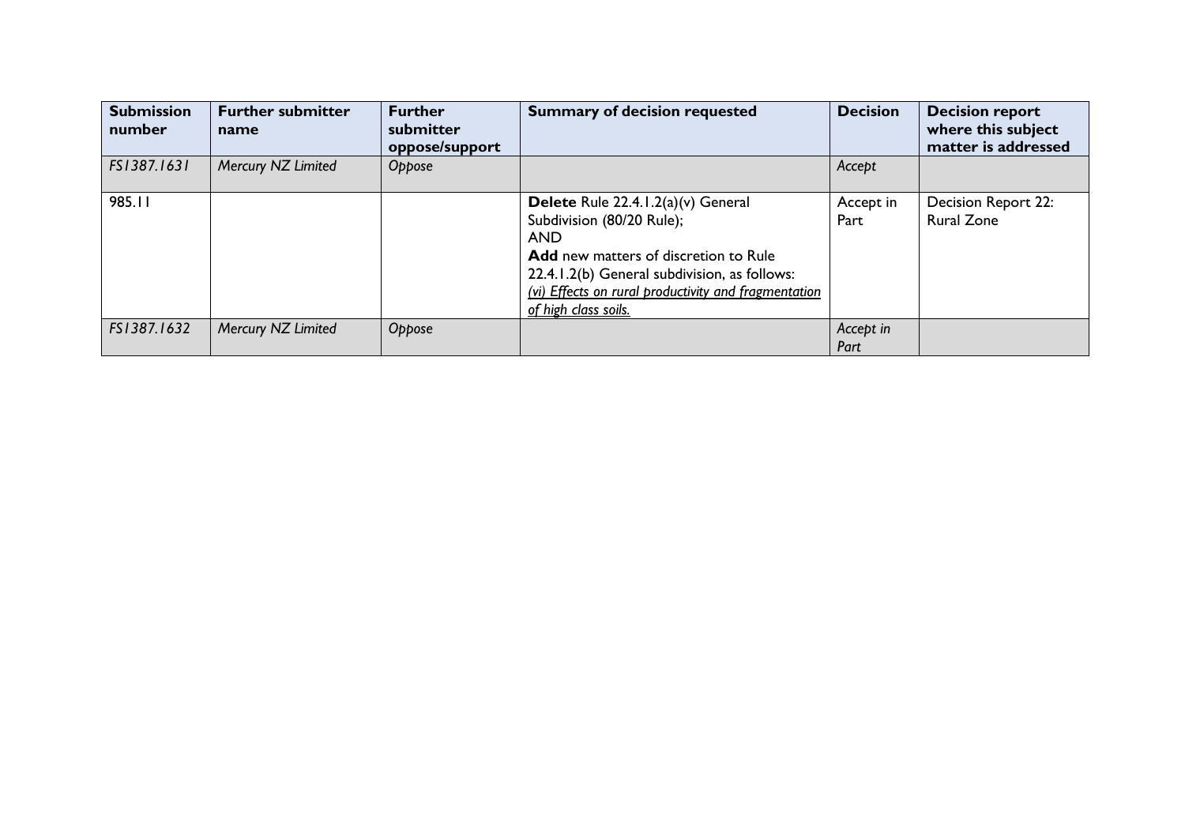| Submission number | Further submitter name | Further submitter oppose/support | Summary of decision requested | Decision | Decision report where this subject matter is addressed |
|---|---|---|---|---|---|
| *FS1387.1631* | *Mercury NZ Limited* | *Oppose* | | *Accept* | |
| 985.11 | | | **Delete** Rule 22.4.1.2(a)(v) General Subdivision (80/20 Rule); AND **Add** new matters of discretion to Rule 22.4.1.2(b) General subdivision, as follows: <u>*(vi) Effects on rural productivity and fragmentation of high class soils.*</u> | Accept in Part | Decision Report 22: Rural Zone |
| *FS1387.1632* | *Mercury NZ Limited* | *Oppose* | | *Accept in Part* | |